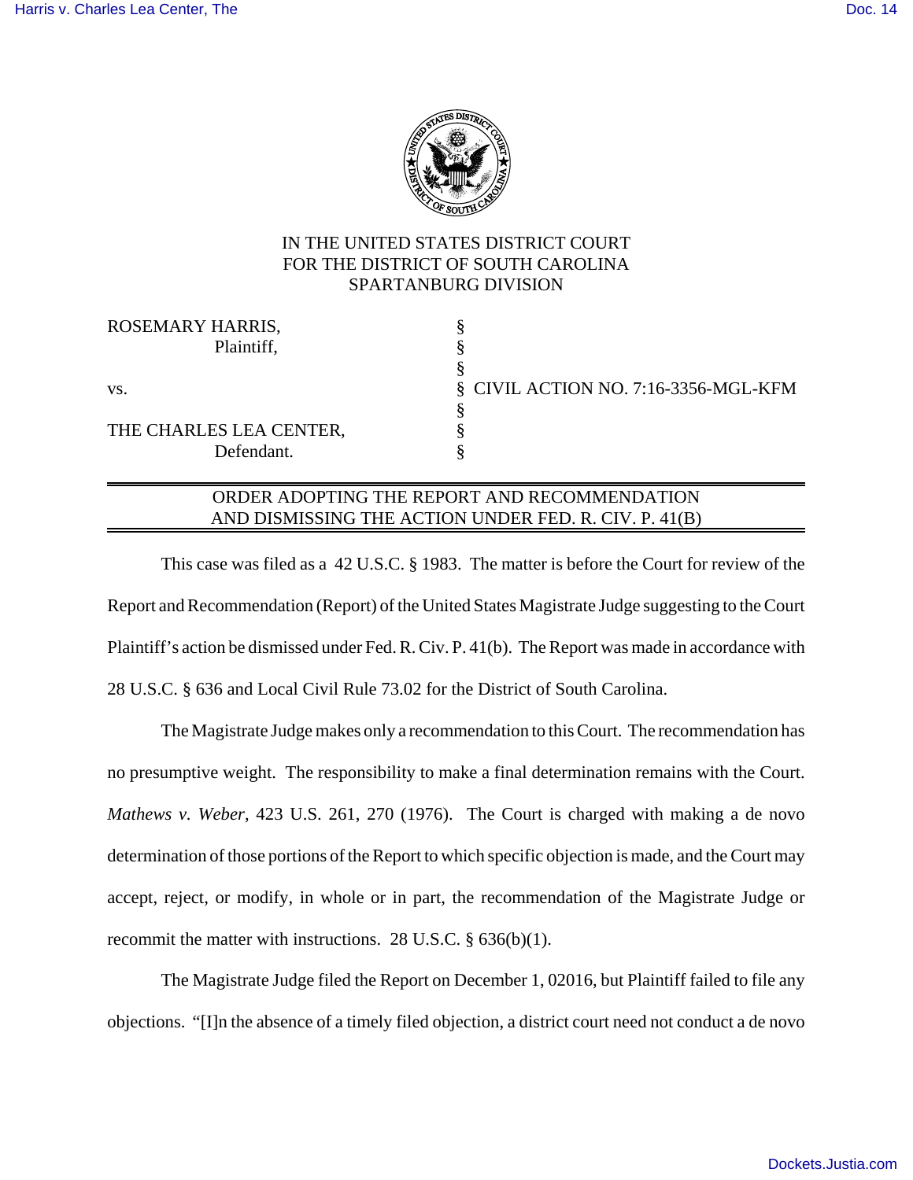IN THE UNITED STATES DISTRICT COURT
FOR THE DISTRICT OF SOUTH CAROLINA
SPARTANBURG DIVISION

| | | |
|---|---|---|
| ROSEMARY HARRIS, | § | |
| Plaintiff, | § | |
| | § | |
| vs. | § | CIVIL ACTION NO. 7:16-3356-MGL-KFM |
| | § | |
| THE CHARLES LEA CENTER, | § | |
| Defendant. | § | |

## ORDER ADOPTING THE REPORT AND RECOMMENDATION AND DISMISSING THE ACTION UNDER FED. R. CIV. P. 41(B)

This case was filed as a 42 U.S.C. § 1983. The matter is before the Court for review of the Report and Recommendation (Report) of the United States Magistrate Judge suggesting to the Court Plaintiff's action be dismissed under Fed. R. Civ. P. 41(b). The Report was made in accordance with 28 U.S.C. § 636 and Local Civil Rule 73.02 for the District of South Carolina.

The Magistrate Judge makes only a recommendation to this Court. The recommendation has no presumptive weight. The responsibility to make a final determination remains with the Court. *Mathews v. Weber*, 423 U.S. 261, 270 (1976). The Court is charged with making a de novo determination of those portions of the Report to which specific objection is made, and the Court may accept, reject, or modify, in whole or in part, the recommendation of the Magistrate Judge or recommit the matter with instructions. 28 U.S.C. § 636(b)(1).

The Magistrate Judge filed the Report on December 1, 02016, but Plaintiff failed to file any objections. "[I]n the absence of a timely filed objection, a district court need not conduct a de novo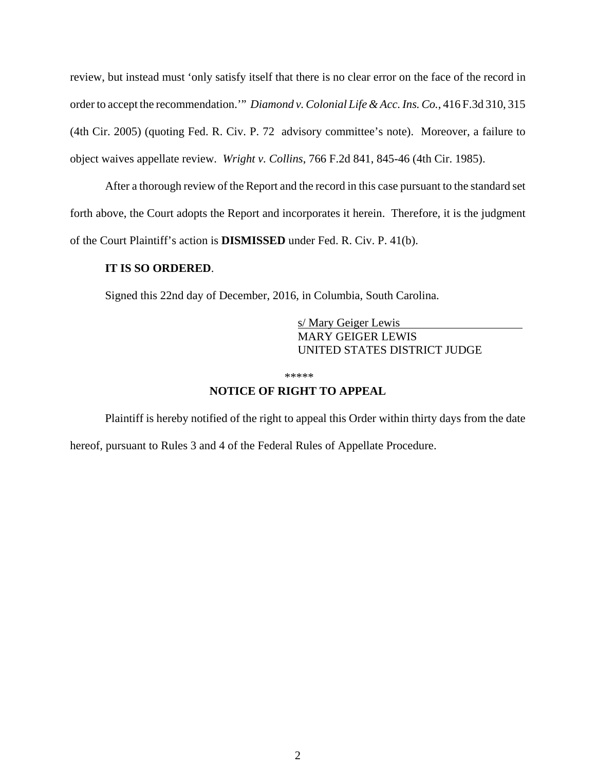review, but instead must 'only satisfy itself that there is no clear error on the face of the record in order to accept the recommendation.'" *Diamond v. Colonial Life & Acc. Ins. Co.*, 416 F.3d 310, 315 (4th Cir. 2005) (quoting Fed. R. Civ. P. 72 advisory committee's note). Moreover, a failure to object waives appellate review. *Wright v. Collins*, 766 F.2d 841, 845-46 (4th Cir. 1985).

After a thorough review of the Report and the record in this case pursuant to the standard set forth above, the Court adopts the Report and incorporates it herein. Therefore, it is the judgment of the Court Plaintiff's action is **DISMISSED** under Fed. R. Civ. P. 41(b).

**IT IS SO ORDERED**.

Signed this 22nd day of December, 2016, in Columbia, South Carolina.

s/ Mary Geiger Lewis
MARY GEIGER LEWIS
UNITED STATES DISTRICT JUDGE

*****

**NOTICE OF RIGHT TO APPEAL**

Plaintiff is hereby notified of the right to appeal this Order within thirty days from the date hereof, pursuant to Rules 3 and 4 of the Federal Rules of Appellate Procedure.